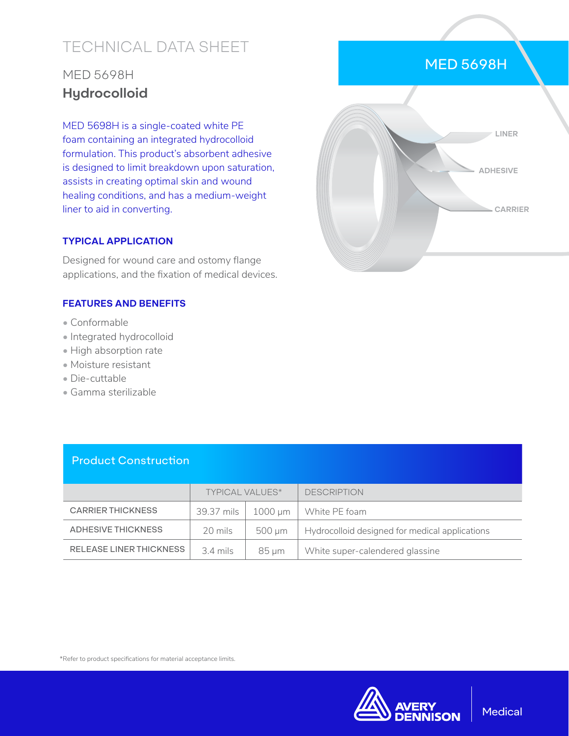# TECHNICAL DATA SHEET

## MED 5698H
## Hydrocolloid

MED 5698H is a single-coated white PE foam containing an integrated hydrocolloid formulation. This product's absorbent adhesive is designed to limit breakdown upon saturation, assists in creating optimal skin and wound healing conditions, and has a medium-weight liner to aid in converting.

### TYPICAL APPLICATION

Designed for wound care and ostomy flange applications, and the fixation of medical devices.

### FEATURES AND BENEFITS

- Conformable
- Integrated hydrocolloid
- High absorption rate
- Moisture resistant
- Die-cuttable
- Gamma sterilizable

MED 5698H

LINER

ADHESIVE

CARRIER

### Product Construction

| | TYPICAL VALUES* | | DESCRIPTION |
|---|---|---|---|
| CARRIER THICKNESS | 39.37 mils | 1000 µm | White PE foam |
| ADHESIVE THICKNESS | 20 mils | 500 µm | Hydrocolloid designed for medical applications |
| RELEASE LINER THICKNESS | 3.4 mils | 85 µm | White super-calendered glassine |

*Refer to product specifications for material acceptance limits.

AVERY DENNISON | Medical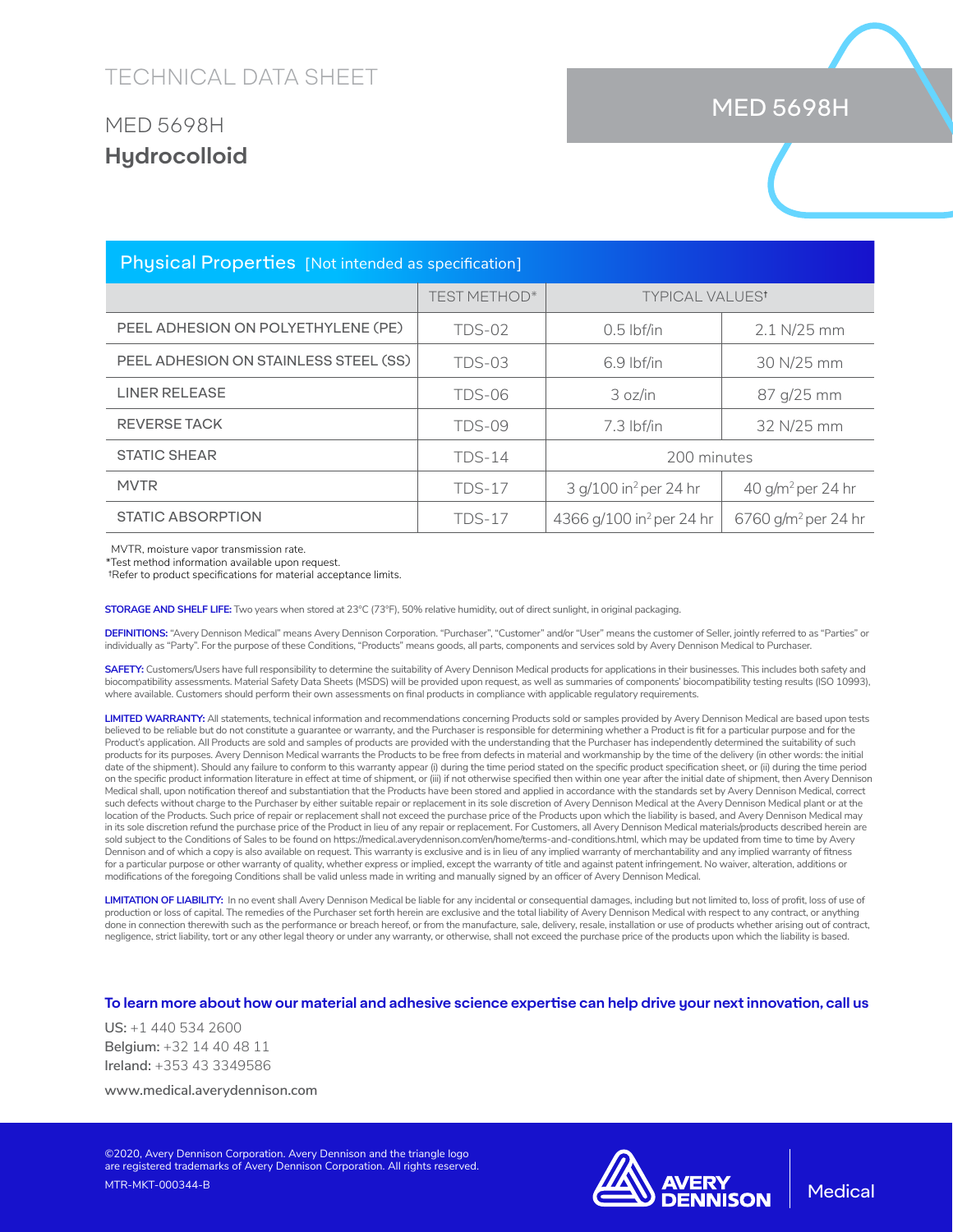TECHNICAL DATA SHEET

# MED 5698H
## Hydrocolloid

MED 5698H

### Physical Properties [Not intended as specification]

| | TEST METHOD* | TYPICAL VALUES† | |
|---|---|---|---|
| PEEL ADHESION ON POLYETHYLENE (PE) | TDS-02 | 0.5 lbf/in | 2.1 N/25 mm |
| PEEL ADHESION ON STAINLESS STEEL (SS) | TDS-03 | 6.9 lbf/in | 30 N/25 mm |
| LINER RELEASE | TDS-06 | 3 oz/in | 87 g/25 mm |
| REVERSE TACK | TDS-09 | 7.3 lbf/in | 32 N/25 mm |
| STATIC SHEAR | TDS-14 | 200 minutes | |
| MVTR | TDS-17 | 3 g/100 $in^2$ per 24 hr | 40 $g/m^2$ per 24 hr |
| STATIC ABSORPTION | TDS-17 | 4366 g/100 $in^2$ per 24 hr | 6760 $g/m^2$ per 24 hr |

MVTR, moisture vapor transmission rate.
*Test method information available upon request.
†Refer to product specifications for material acceptance limits.

**STORAGE AND SHELF LIFE:** Two years when stored at 23°C (73°F), 50% relative humidity, out of direct sunlight, in original packaging.

**DEFINITIONS:** "Avery Dennison Medical" means Avery Dennison Corporation. "Purchaser", "Customer" and/or "User" means the customer of Seller, jointly referred to as "Parties" or individually as "Party". For the purpose of these Conditions, "Products" means goods, all parts, components and services sold by Avery Dennison Medical to Purchaser.

**SAFETY:** Customers/Users have full responsibility to determine the suitability of Avery Dennison Medical products for applications in their businesses. This includes both safety and biocompatibility assessments. Material Safety Data Sheets (MSDS) will be provided upon request, as well as summaries of components' biocompatibility testing results (ISO 10993), where available. Customers should perform their own assessments on final products in compliance with applicable regulatory requirements.

**LIMITED WARRANTY:** All statements, technical information and recommendations concerning Products sold or samples provided by Avery Dennison Medical are based upon tests believed to be reliable but do not constitute a guarantee or warranty, and the Purchaser is responsible for determining whether a Product is fit for a particular purpose and for the Product's application. All Products are sold and samples of products are provided with the understanding that the Purchaser has independently determined the suitability of such products for its purposes. Avery Dennison Medical warrants the Products to be free from defects in material and workmanship by the time of the delivery (in other words: the initial date of the shipment). Should any failure to conform to this warranty appear (i) during the time period stated on the specific product specification sheet, or (ii) during the time period on the specific product information literature in effect at time of shipment, or (iii) if not otherwise specified then within one year after the initial date of shipment, then Avery Dennison Medical shall, upon notification thereof and substantiation that the Products have been stored and applied in accordance with the standards set by Avery Dennison Medical, correct such defects without charge to the Purchaser by either suitable repair or replacement in its sole discretion of Avery Dennison Medical at the Avery Dennison Medical plant or at the location of the Products. Such price of repair or replacement shall not exceed the purchase price of the Products upon which the liability is based, and Avery Dennison Medical may in its sole discretion refund the purchase price of the Product in lieu of any repair or replacement. For Customers, all Avery Dennison Medical materials/products described herein are sold subject to the Conditions of Sales to be found on https://medical.averydennison.com/en/home/terms-and-conditions.html, which may be updated from time to time by Avery Dennison and of which a copy is also available on request. This warranty is exclusive and is in lieu of any implied warranty of merchantability and any implied warranty of fitness for a particular purpose or other warranty of quality, whether express or implied, except the warranty of title and against patent infringement. No waiver, alteration, additions or modifications of the foregoing Conditions shall be valid unless made in writing and manually signed by an officer of Avery Dennison Medical.

**LIMITATION OF LIABILITY:** In no event shall Avery Dennison Medical be liable for any incidental or consequential damages, including but not limited to, loss of profit, loss of use of production or loss of capital. The remedies of the Purchaser set forth herein are exclusive and the total liability of Avery Dennison Medical with respect to any contract, or anything done in connection therewith such as the performance or breach hereof, or from the manufacture, sale, delivery, resale, installation or use of products whether arising out of contract, negligence, strict liability, tort or any other legal theory or under any warranty, or otherwise, shall not exceed the purchase price of the products upon which the liability is based.

**To learn more about how our material and adhesive science expertise can help drive your next innovation, call us**

**US:** +1 440 534 2600
**Belgium:** +32 14 40 48 11
**Ireland:** +353 43 3349586

www.medical.averydennison.com

©2020, Avery Dennison Corporation. Avery Dennison and the triangle logo are registered trademarks of Avery Dennison Corporation. All rights reserved.

MTR-MKT-000344-B

AVERY DENNISON Medical